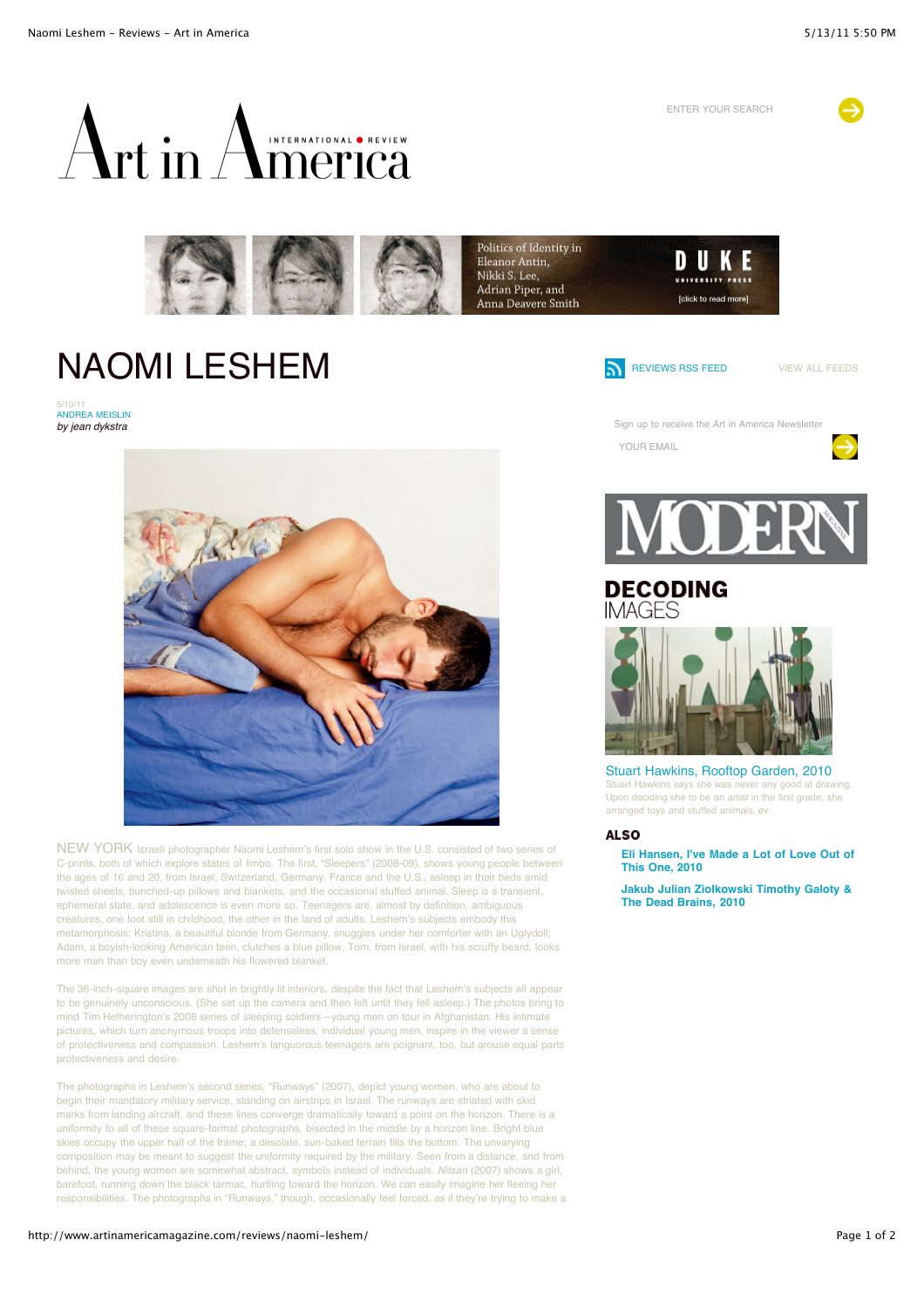# NAOMI LESHEM

5/10/11
ANDREA MEISLIN
*by jean dykstra*

NEW YORK Israeli photographer Naomi Leshem's first solo show in the U.S. consisted of two series of C-prints, both of which explore states of limbo. The first, "Sleepers" (2008-09), shows young people between the ages of 16 and 20, from Israel, Switzerland, Germany, France and the U.S., asleep in their beds amid twisted sheets, bunched-up pillows and blankets, and the occasional stuffed animal. Sleep is a transient, ephemeral state, and adolescence is even more so. Teenagers are, almost by definition, ambiguous creatures, one foot still in childhood, the other in the land of adults. Leshem's subjects embody this metamorphosis: Kristina, a beautiful blonde from Germany, snuggles under her comforter with an Uglydoll; Adam, a boyish-looking American teen, clutches a blue pillow; Tom, from Israel, with his scruffy beard, looks more man than boy even underneath his flowered blanket.

The 36-inch-square images are shot in brightly lit interiors, despite the fact that Leshem's subjects all appear to be genuinely unconscious. (She set up the camera and then left until they fell asleep.) The photos bring to mind Tim Hetherington's 2008 series of sleeping soldiers—young men on tour in Afghanistan. His intimate pictures, which turn anonymous troops into defenseless, individual young men, inspire in the viewer a sense of protectiveness and compassion. Leshem's languorous teenagers are poignant, too, but arouse equal parts protectiveness and desire.

The photographs in Leshem's second series, "Runways" (2007), depict young women, who are about to begin their mandatory military service, standing on airstrips in Israel. The runways are striated with skid marks from landing aircraft, and these lines converge dramatically toward a point on the horizon. There is a uniformity to all of these square-format photographs, bisected in the middle by a horizon line. Bright blue skies occupy the upper half of the frame; a desolate, sun-baked terrain fills the bottom. The unvarying composition may be meant to suggest the uniformity required by the military. Seen from a distance, and from behind, the young women are somewhat abstract, symbols instead of individuals. *Nitsan* (2007) shows a girl, barefoot, running down the black tarmac, hurtling toward the horizon. We can easily imagine her fleeing her responsibilities. The photographs in "Runways," though, occasionally feel forced, as if they're trying to make a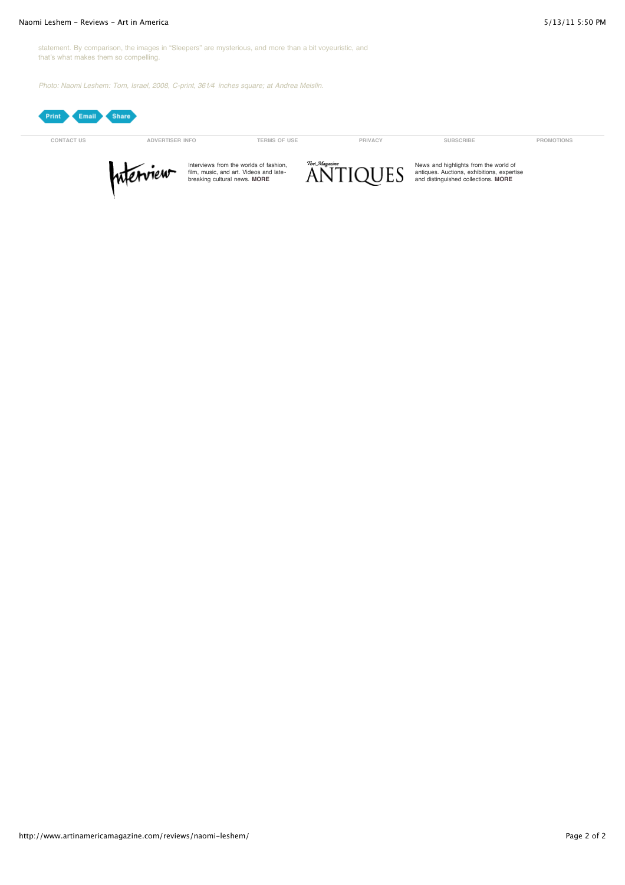statement. By comparison, the images in "Sleepers" are mysterious, and more than a bit voyeuristic, and that's what makes them so compelling.

*Photo: Naomi Leshem: Tom, Israel, 2008, C-print, 361⁄4 inches square; at Andrea Meislin.*

Print Email Share

CONTACT US ADVERTISER INFO TERMS OF USE PRIVACY SUBSCRIBE PROMOTIONS

Interview

Interviews from the worlds of fashion, film, music, and art. Videos and late-breaking cultural news. **MORE**

The Magazine ANTIQUES

News and highlights from the world of antiques. Auctions, exhibitions, expertise and distinguished collections. **MORE**